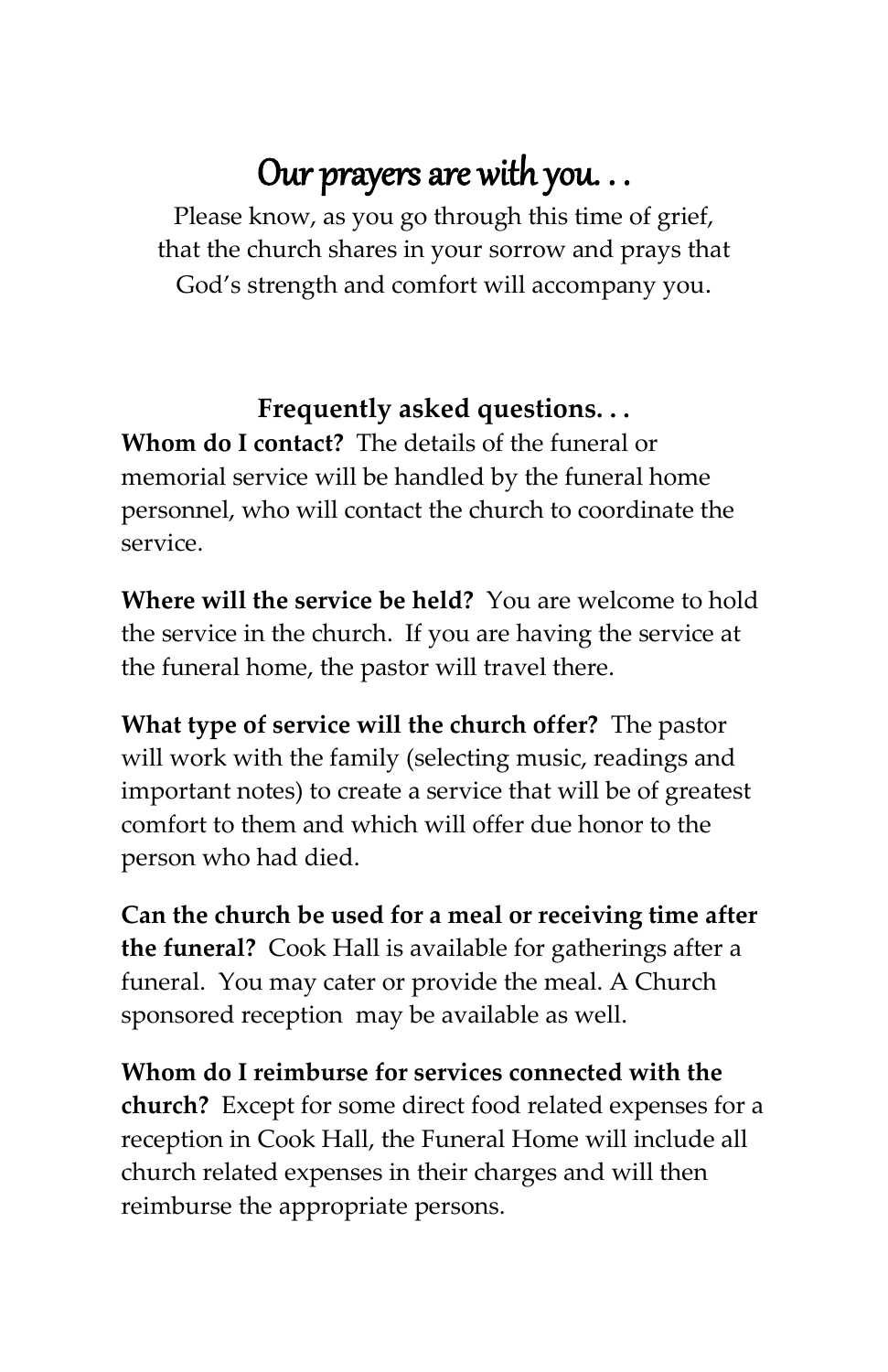# Our prayers are with you. . .

Please know, as you go through this time of grief, that the church shares in your sorrow and prays that God's strength and comfort will accompany you.

## Frequently asked questions. . .

**Whom do I contact?** The details of the funeral or memorial service will be handled by the funeral home personnel, who will contact the church to coordinate the service.

**Where will the service be held?** You are welcome to hold the service in the church. If you are having the service at the funeral home, the pastor will travel there.

**What type of service will the church offer?** The pastor will work with the family (selecting music, readings and important notes) to create a service that will be of greatest comfort to them and which will offer due honor to the person who had died.

**Can the church be used for a meal or receiving time after the funeral?** Cook Hall is available for gatherings after a funeral. You may cater or provide the meal. A Church sponsored reception may be available as well.

**Whom do I reimburse for services connected with the church?** Except for some direct food related expenses for a reception in Cook Hall, the Funeral Home will include all church related expenses in their charges and will then reimburse the appropriate persons.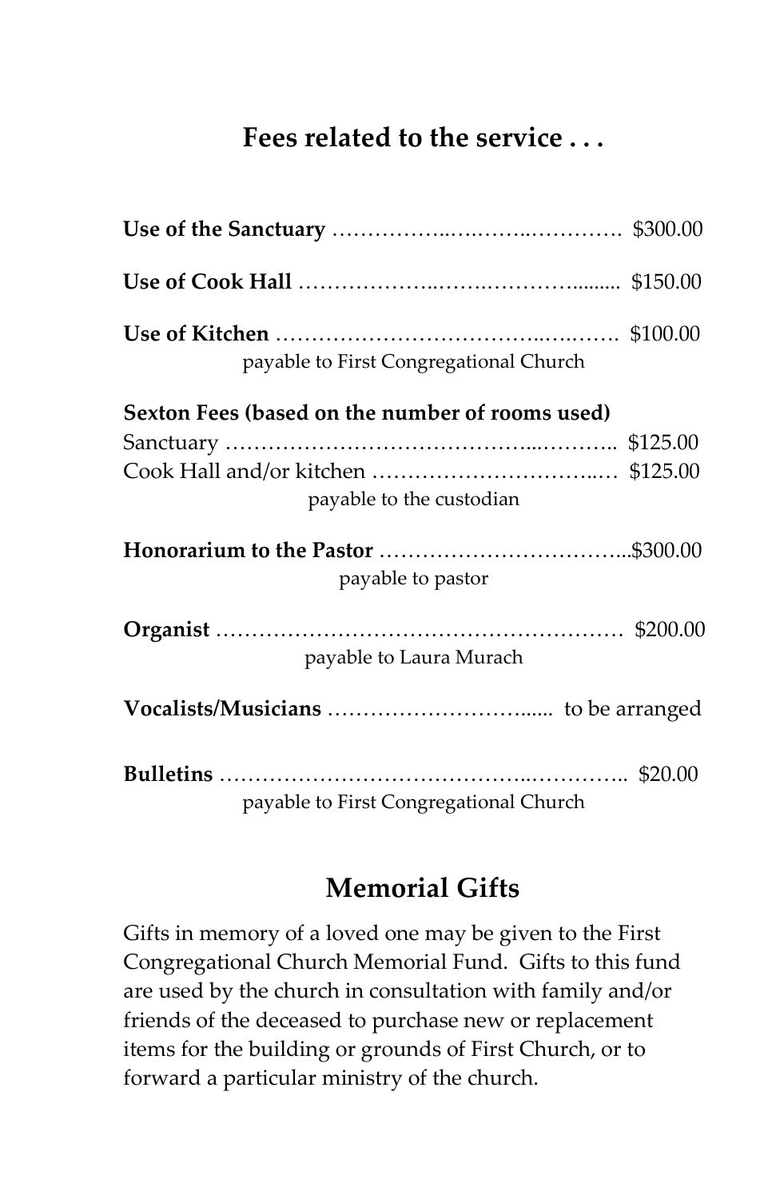## Fees related to the service . . .

**Use of the Sanctuary** …………….….…….…………. $300.00

**Use of Cook Hall** ………………..…….………......... $150.00

**Use of Kitchen** ……………………………..….……. $100.00
payable to First Congregational Church

**Sexton Fees (based on the number of rooms used)**
Sanctuary ………………………………...……….. $125.00
Cook Hall and/or kitchen …………………………..… $125.00
payable to the custodian

**Honorarium to the Pastor** ……………………………...$300.00
payable to pastor

**Organist** ……………………………………………… $200.00
payable to Laura Murach

**Vocalists/Musicians** ……………………….....  to be arranged

**Bulletins** …………………………………..………….. $20.00
payable to First Congregational Church

## Memorial Gifts

Gifts in memory of a loved one may be given to the First Congregational Church Memorial Fund. Gifts to this fund are used by the church in consultation with family and/or friends of the deceased to purchase new or replacement items for the building or grounds of First Church, or to forward a particular ministry of the church.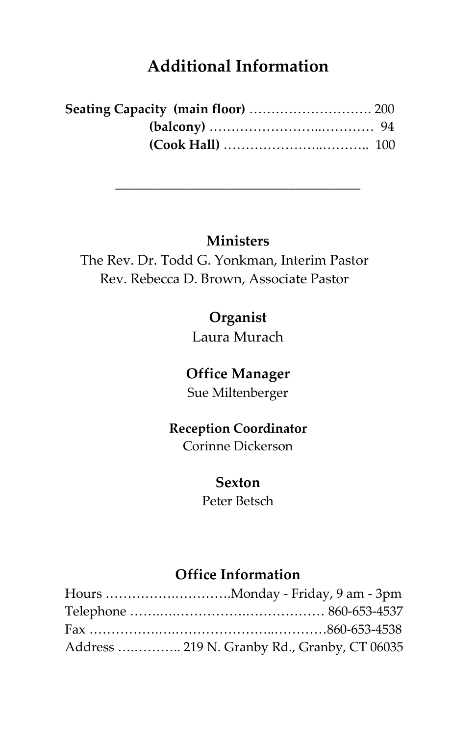# Additional Information

**Seating Capacity (main floor)** ………………………. 200
**(balcony)** …………………..………… 94
**(Cook Hall)** ………………..……….. 100

---

### Ministers

The Rev. Dr. Todd G. Yonkman, Interim Pastor
Rev. Rebecca D. Brown, Associate Pastor

### Organist

Laura Murach

### Office Manager

Sue Miltenberger

### Reception Coordinator

Corinne Dickerson

### Sexton

Peter Betsch

### Office Information

Hours …………..………….Monday - Friday, 9 am - 3pm
Telephone ……..…………….……………… 860-653-4537
Fax ……………..………………..…………860-653-4538
Address ….……….. 219 N. Granby Rd., Granby, CT 06035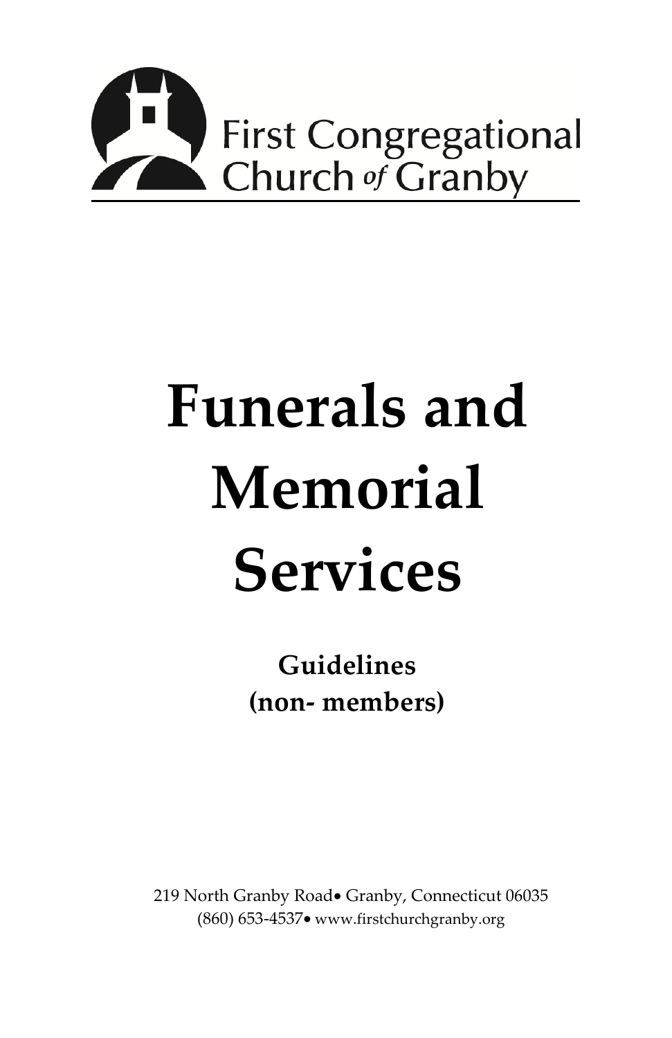First Congregational Church *of* Granby

# Funerals and Memorial Services

**Guidelines (non- members)**

219 North Granby Road• Granby, Connecticut 06035
(860) 653-4537• www.firstchurchgranby.org